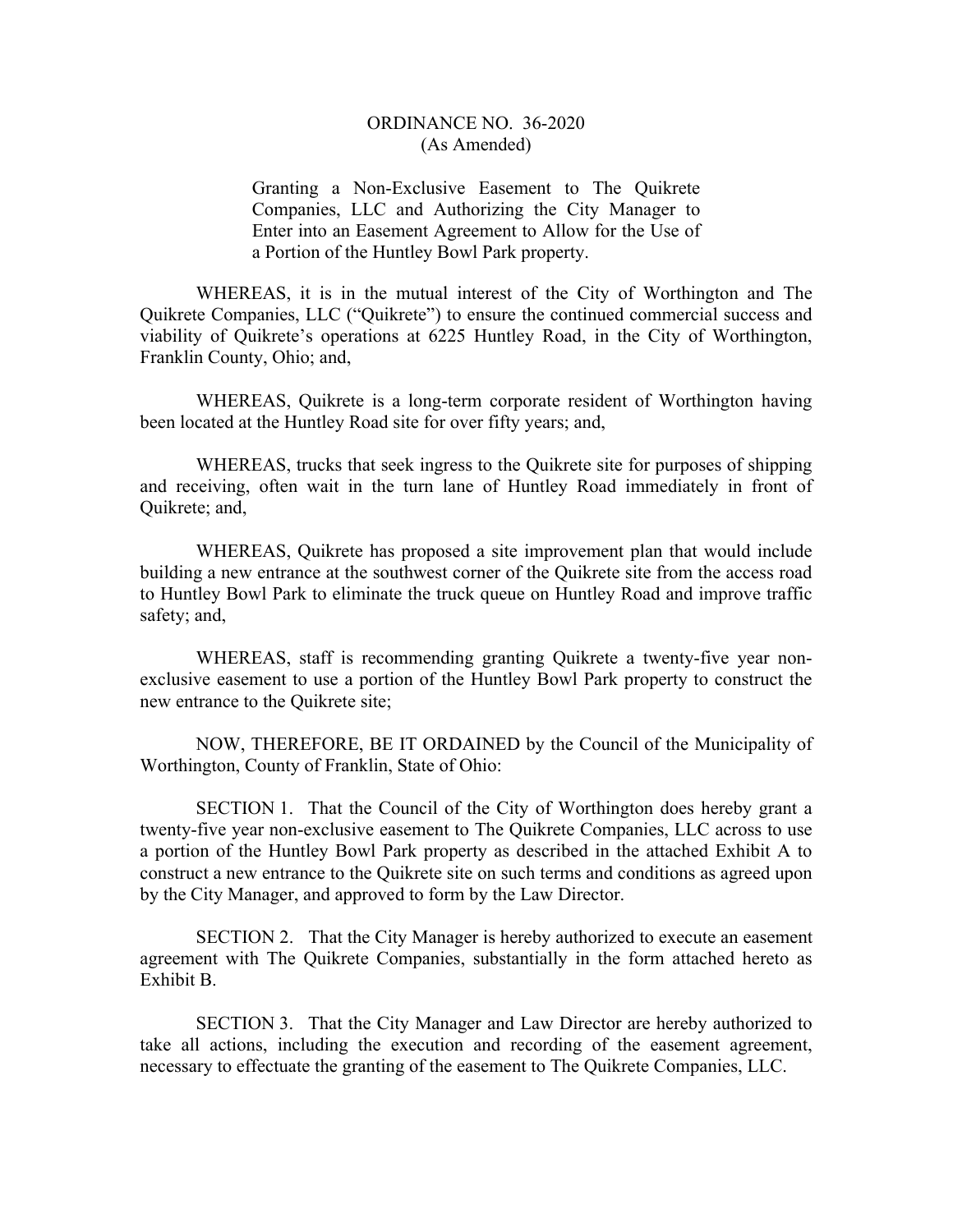# ORDINANCE NO. 36-2020
(As Amended)

Granting a Non-Exclusive Easement to The Quikrete Companies, LLC and Authorizing the City Manager to Enter into an Easement Agreement to Allow for the Use of a Portion of the Huntley Bowl Park property.

WHEREAS, it is in the mutual interest of the City of Worthington and The Quikrete Companies, LLC ("Quikrete") to ensure the continued commercial success and viability of Quikrete's operations at 6225 Huntley Road, in the City of Worthington, Franklin County, Ohio; and,

WHEREAS, Quikrete is a long-term corporate resident of Worthington having been located at the Huntley Road site for over fifty years; and,

WHEREAS, trucks that seek ingress to the Quikrete site for purposes of shipping and receiving, often wait in the turn lane of Huntley Road immediately in front of Quikrete; and,

WHEREAS, Quikrete has proposed a site improvement plan that would include building a new entrance at the southwest corner of the Quikrete site from the access road to Huntley Bowl Park to eliminate the truck queue on Huntley Road and improve traffic safety; and,

WHEREAS, staff is recommending granting Quikrete a twenty-five year non-exclusive easement to use a portion of the Huntley Bowl Park property to construct the new entrance to the Quikrete site;

NOW, THEREFORE, BE IT ORDAINED by the Council of the Municipality of Worthington, County of Franklin, State of Ohio:

SECTION 1. That the Council of the City of Worthington does hereby grant a twenty-five year non-exclusive easement to The Quikrete Companies, LLC across to use a portion of the Huntley Bowl Park property as described in the attached Exhibit A to construct a new entrance to the Quikrete site on such terms and conditions as agreed upon by the City Manager, and approved to form by the Law Director.

SECTION 2. That the City Manager is hereby authorized to execute an easement agreement with The Quikrete Companies, substantially in the form attached hereto as Exhibit B.

SECTION 3. That the City Manager and Law Director are hereby authorized to take all actions, including the execution and recording of the easement agreement, necessary to effectuate the granting of the easement to The Quikrete Companies, LLC.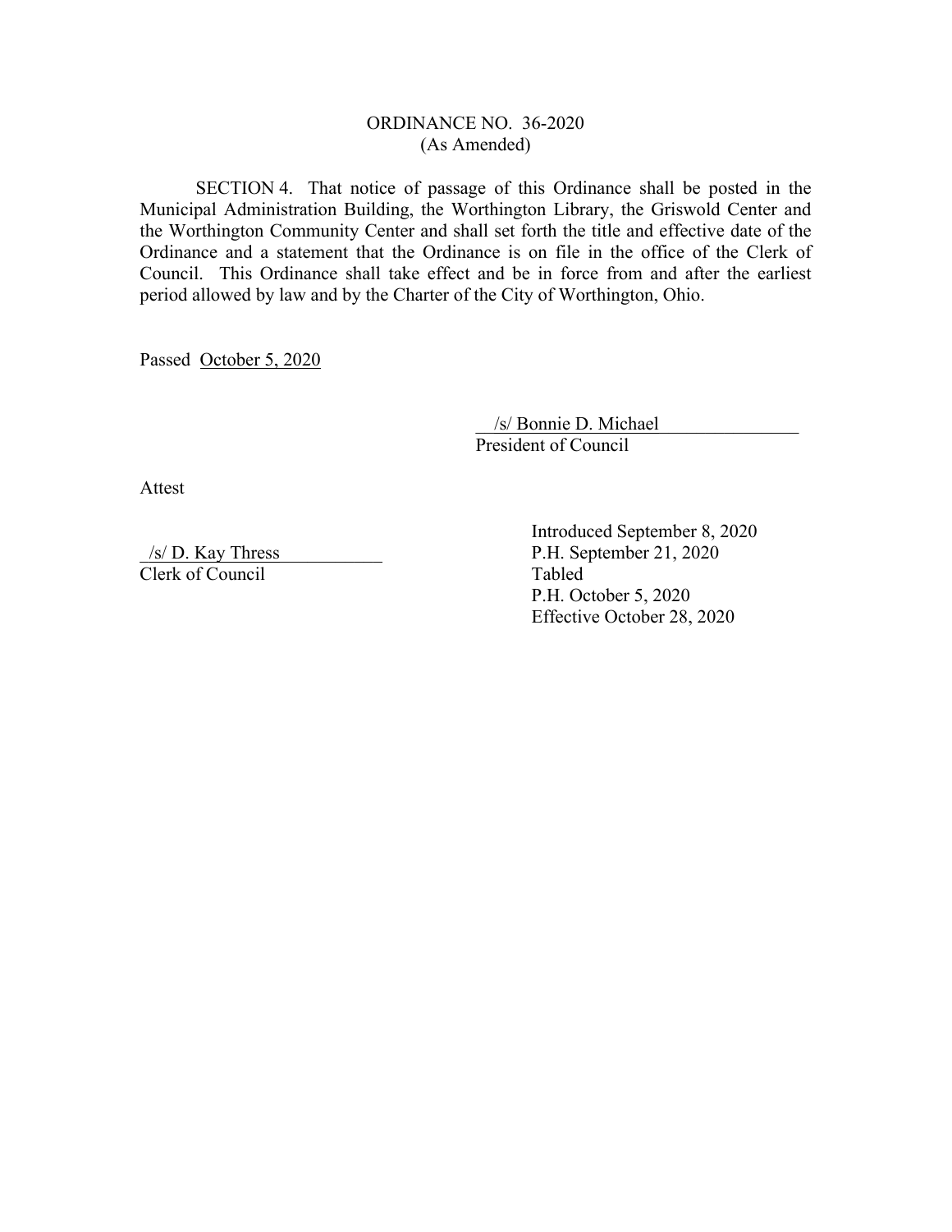ORDINANCE NO. 36-2020
(As Amended)

SECTION 4. That notice of passage of this Ordinance shall be posted in the Municipal Administration Building, the Worthington Library, the Griswold Center and the Worthington Community Center and shall set forth the title and effective date of the Ordinance and a statement that the Ordinance is on file in the office of the Clerk of Council. This Ordinance shall take effect and be in force from and after the earliest period allowed by law and by the Charter of the City of Worthington, Ohio.

Passed October 5, 2020

/s/ Bonnie D. Michael
President of Council

Attest

/s/ D. Kay Thress
Clerk of Council

Introduced September 8, 2020
P.H. September 21, 2020
Tabled
P.H. October 5, 2020
Effective October 28, 2020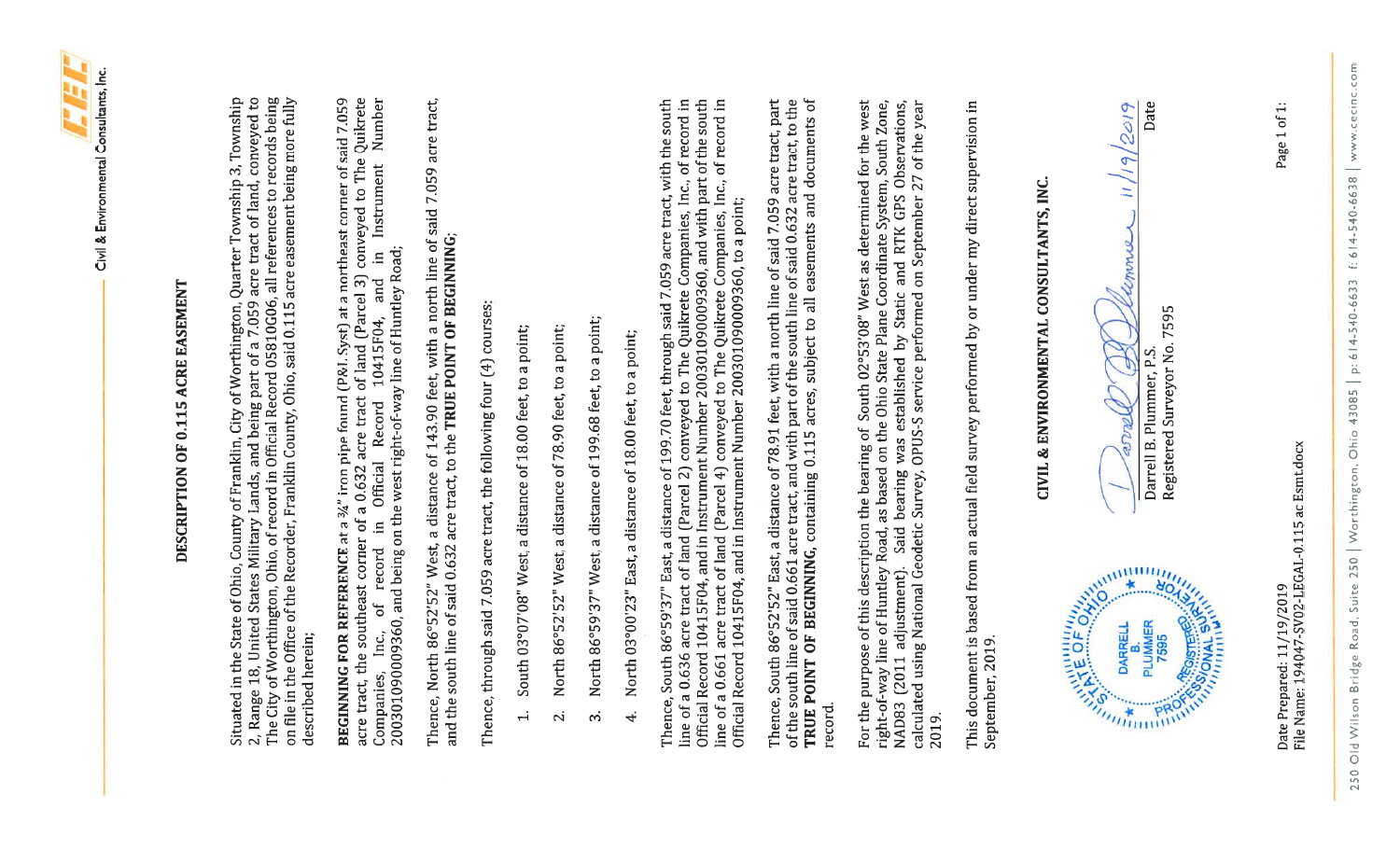# DESCRIPTION OF 0.115 ACRE EASEMENT

Situated in the State of Ohio, County of Franklin, City of Worthington, Quarter Township 3, Township 2, Range 18, United States Military Lands, and being part of a 7.059 acre tract of land, conveyed to The City of Worthington, Ohio, of record in Official Record 05810G06, all references to records being on file in the Office of the Recorder, Franklin County, Ohio, said 0.115 acre easement being more fully described herein;

**BEGINNING FOR REFERENCE** at a ¾" iron pipe found (P&I. Syst) at a northeast corner of said 7.059 acre tract, the southeast corner of a 0.632 acre tract of land (Parcel 3) conveyed to The Quikrete Companies, Inc., of record in Official Record 10415F04, and in Instrument Number 200301090009360, and being on the west right-of-way line of Huntley Road;

Thence, North 86°52'52" West, a distance of 143.90 feet, with a north line of said 7.059 acre tract, and the south line of said 0.632 acre tract, to the **TRUE POINT OF BEGINNING**;

Thence, through said 7.059 acre tract, the following four (4) courses:

1. South 03°07'08" West, a distance of 18.00 feet, to a point;
2. North 86°52'52" West, a distance of 78.90 feet, to a point;
3. North 86°59'37" West, a distance of 199.68 feet, to a point;
4. North 03°00'23" East, a distance of 18.00 feet, to a point;

Thence, South 86°59'37" East, a distance of 199.70 feet, through said 7.059 acre tract, with the south line of a 0.636 acre tract of land (Parcel 2) conveyed to The Quikrete Companies, Inc., of record in Official Record 10415F04, and in Instrument Number 200301090009360, and with part of the south line of a 0.661 acre tract of land (Parcel 4) conveyed to The Quikrete Companies, Inc., of record in Official Record 10415F04, and in Instrument Number 200301090009360, to a point;

Thence, South 86°52'52" East, a distance of 78.91 feet, with a north line of said 7.059 acre tract, part of the south line of said 0.661 acre tract, and with part of the south line of said 0.632 acre tract, to the **TRUE POINT OF BEGINNING**, containing 0.115 acres, subject to all easements and documents of record.

For the purpose of this description the bearing of South 02°53'08" West as determined for the west right-of-way line of Huntley Road, as based on the Ohio State Plane Coordinate System, South Zone, NAD83 (2011 adjustment). Said bearing was established by Static and RTK GPS Observations, calculated using National Geodetic Survey, OPUS-S service performed on September 27 of the year 2019.

This document is based from an actual field survey performed by or under my direct supervision in September, 2019.

**CIVIL & ENVIRONMENTAL CONSULTANTS, INC.**

STATE OF OHIO — DARRELL B. PLUMMER — 7595 — REGISTERED PROFESSIONAL SURVEYOR

Darrell B. Plummer, P.S. — 11/19/2019
Registered Surveyor No. 7595 — Date

Date Prepared: 11/19/2019
File Name: 194047-SV02-LEGAL-0.115 ac Esmt.docx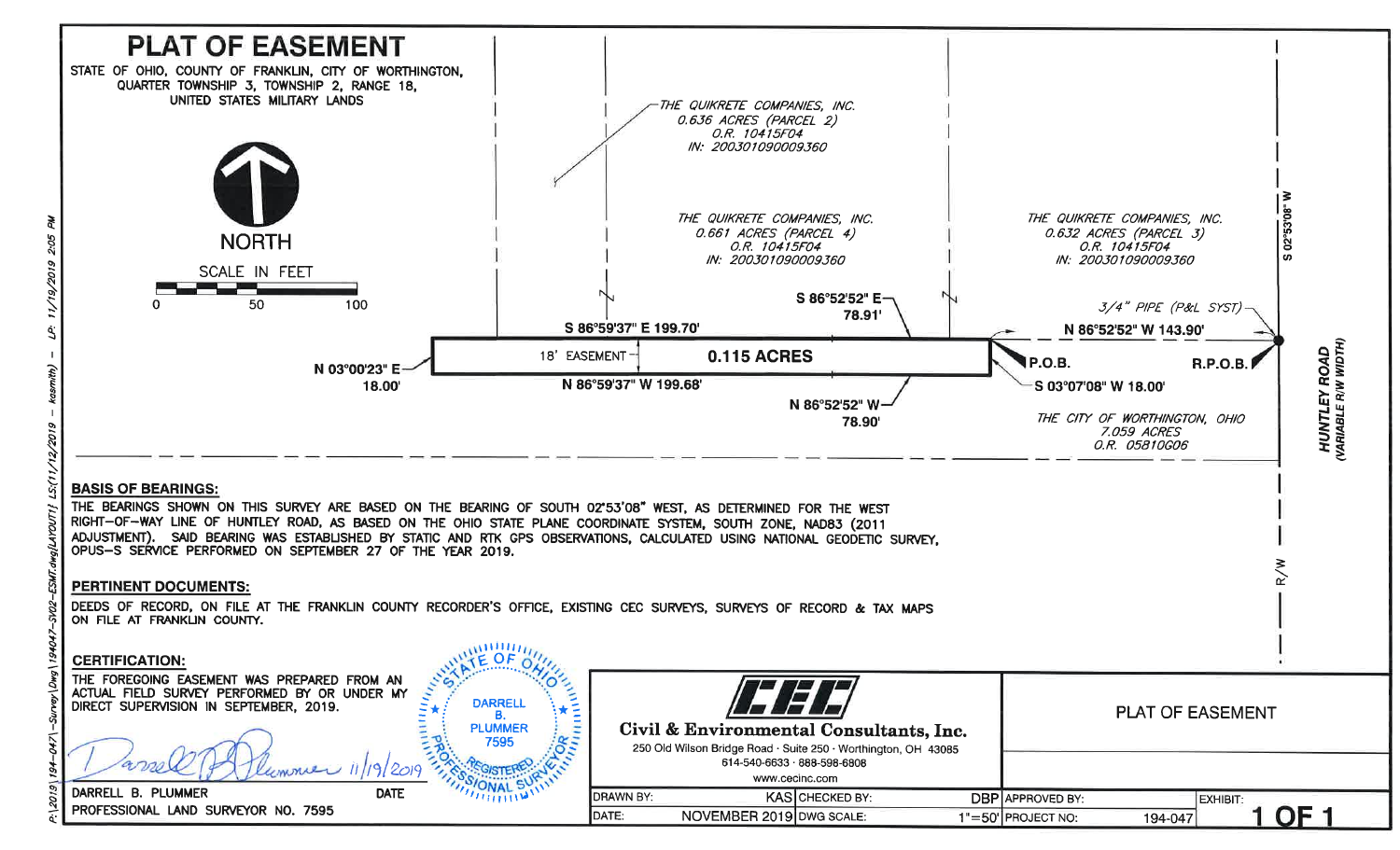# PLAT OF EASEMENT

STATE OF OHIO, COUNTY OF FRANKLIN, CITY OF WORTHINGTON,
QUARTER TOWNSHIP 3, TOWNSHIP 2, RANGE 18,
UNITED STATES MILITARY LANDS

NORTH

SCALE IN FEET

0 50 100

THE QUIKRETE COMPANIES, INC.
0.636 ACRES (PARCEL 2)
O.R. 10415F04
IN: 200301090009360

THE QUIKRETE COMPANIES, INC.
0.661 ACRES (PARCEL 4)
O.R. 10415F04
IN: 200301090009360

THE QUIKRETE COMPANIES, INC.
0.632 ACRES (PARCEL 3)
O.R. 10415F04
IN: 200301090009360

S 02°53'08" W

S 86°52'52" E
78.91'

3/4" PIPE (P&L SYST)

S 86°59'37" E 199.70'

N 86°52'52" W 143.90'

N 03°00'23" E
18.00'

18' EASEMENT

0.115 ACRES

P.O.B.

R.P.O.B.

N 86°59'37" W 199.68'

S 03°07'08" W 18.00'

N 86°52'52" W
78.90'

THE CITY OF WORTHINGTON, OHIO
7.059 ACRES
O.R. 05810G06

HUNTLEY ROAD
(VARIABLE R/W WIDTH)

R/W

**BASIS OF BEARINGS:**

THE BEARINGS SHOWN ON THIS SURVEY ARE BASED ON THE BEARING OF SOUTH 02°53'08" WEST, AS DETERMINED FOR THE WEST RIGHT-OF-WAY LINE OF HUNTLEY ROAD, AS BASED ON THE OHIO STATE PLANE COORDINATE SYSTEM, SOUTH ZONE, NAD83 (2011 ADJUSTMENT). SAID BEARING WAS ESTABLISHED BY STATIC AND RTK GPS OBSERVATIONS, CALCULATED USING NATIONAL GEODETIC SURVEY, OPUS-S SERVICE PERFORMED ON SEPTEMBER 27 OF THE YEAR 2019.

**PERTINENT DOCUMENTS:**

DEEDS OF RECORD, ON FILE AT THE FRANKLIN COUNTY RECORDER'S OFFICE, EXISTING CEC SURVEYS, SURVEYS OF RECORD & TAX MAPS ON FILE AT FRANKLIN COUNTY.

**CERTIFICATION:**

THE FOREGOING EASEMENT WAS PREPARED FROM AN ACTUAL FIELD SURVEY PERFORMED BY OR UNDER MY DIRECT SUPERVISION IN SEPTEMBER, 2019.

STATE OF OHIO — DARRELL B. PLUMMER — 7595 — REGISTERED PROFESSIONAL SURVEYOR

Darrell B. Plummer 11/19/2019

DARRELL B. PLUMMER — DATE
PROFESSIONAL LAND SURVEYOR NO. 7595

CEC
Civil & Environmental Consultants, Inc.
250 Old Wilson Bridge Road · Suite 250 · Worthington, OH 43085
614-540-6633 · 888-598-6808
www.cecinc.com

PLAT OF EASEMENT

| | | | | | |
|---|---|---|---|---|---|
| DRAWN BY: | KAS | CHECKED BY: | DBP | APPROVED BY: | EXHIBIT: |
| DATE: | NOVEMBER 2019 | DWG SCALE: | 1"=50' | PROJECT NO: 194-047 | 1 OF 1 |

P:\2019\194-047\-Survey\Dwg\194047-SV02-ESMT.dwg{LAYOUT1} LS:(11/12/2019 - kasmith) - LP: 11/19/2019 2:05 PM